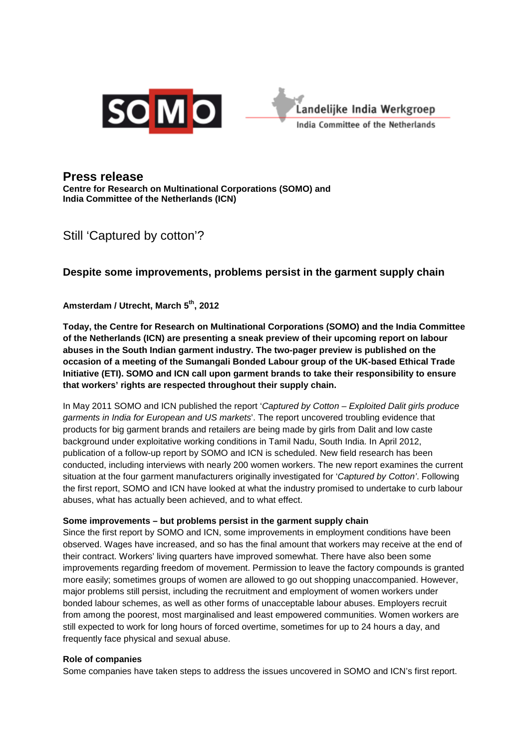SOMO

Landelijke India Werkgroep
India Committee of the Netherlands

# Press release

**Centre for Research on Multinational Corporations (SOMO) and India Committee of the Netherlands (ICN)**

## Still 'Captured by cotton'?

### Despite some improvements, problems persist in the garment supply chain

**Amsterdam / Utrecht, March 5th, 2012**

**Today, the Centre for Research on Multinational Corporations (SOMO) and the India Committee of the Netherlands (ICN) are presenting a sneak preview of their upcoming report on labour abuses in the South Indian garment industry. The two-pager preview is published on the occasion of a meeting of the Sumangali Bonded Labour group of the UK-based Ethical Trade Initiative (ETI). SOMO and ICN call upon garment brands to take their responsibility to ensure that workers' rights are respected throughout their supply chain.**

In May 2011 SOMO and ICN published the report '*Captured by Cotton – Exploited Dalit girls produce garments in India for European and US markets*'. The report uncovered troubling evidence that products for big garment brands and retailers are being made by girls from Dalit and low caste background under exploitative working conditions in Tamil Nadu, South India. In April 2012, publication of a follow-up report by SOMO and ICN is scheduled. New field research has been conducted, including interviews with nearly 200 women workers. The new report examines the current situation at the four garment manufacturers originally investigated for '*Captured by Cotton'*. Following the first report, SOMO and ICN have looked at what the industry promised to undertake to curb labour abuses, what has actually been achieved, and to what effect.

**Some improvements – but problems persist in the garment supply chain**

Since the first report by SOMO and ICN, some improvements in employment conditions have been observed. Wages have increased, and so has the final amount that workers may receive at the end of their contract. Workers' living quarters have improved somewhat. There have also been some improvements regarding freedom of movement. Permission to leave the factory compounds is granted more easily; sometimes groups of women are allowed to go out shopping unaccompanied. However, major problems still persist, including the recruitment and employment of women workers under bonded labour schemes, as well as other forms of unacceptable labour abuses. Employers recruit from among the poorest, most marginalised and least empowered communities. Women workers are still expected to work for long hours of forced overtime, sometimes for up to 24 hours a day, and frequently face physical and sexual abuse.

**Role of companies**

Some companies have taken steps to address the issues uncovered in SOMO and ICN's first report.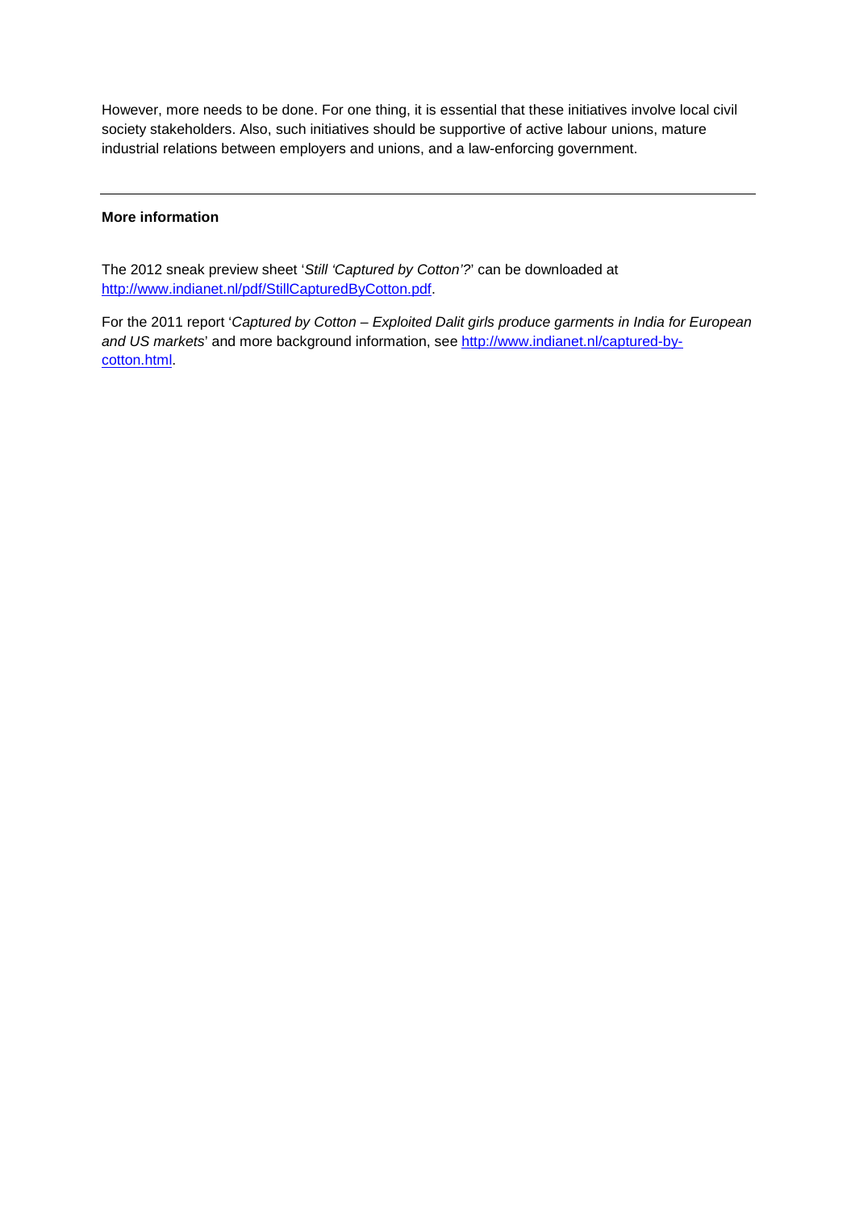However, more needs to be done. For one thing, it is essential that these initiatives involve local civil society stakeholders. Also, such initiatives should be supportive of active labour unions, mature industrial relations between employers and unions, and a law-enforcing government.

---

**More information**

The 2012 sneak preview sheet '*Still 'Captured by Cotton'?*' can be downloaded at http://www.indianet.nl/pdf/StillCapturedByCotton.pdf.

For the 2011 report '*Captured by Cotton – Exploited Dalit girls produce garments in India for European and US markets*' and more background information, see http://www.indianet.nl/captured-by-cotton.html.